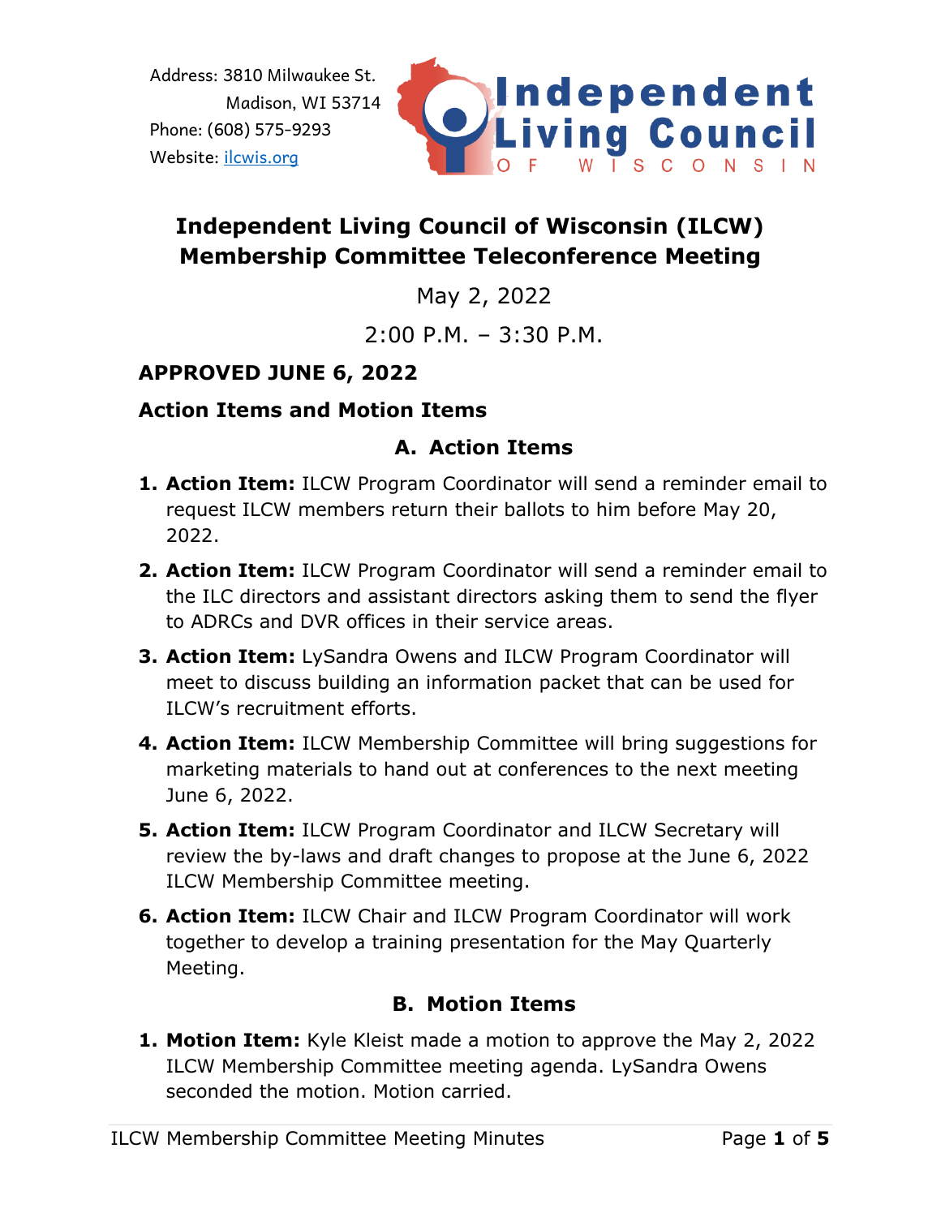Address: 3810 Milwaukee St.
Madison, WI 53714
Phone: (608) 575-9293
Website: ilcwis.org

Independent Living Council OF WISCONSIN

# Independent Living Council of Wisconsin (ILCW) Membership Committee Teleconference Meeting

May 2, 2022

2:00 P.M. – 3:30 P.M.

**APPROVED JUNE 6, 2022**

## Action Items and Motion Items

### A. Action Items

1. **Action Item:** ILCW Program Coordinator will send a reminder email to request ILCW members return their ballots to him before May 20, 2022.
2. **Action Item:** ILCW Program Coordinator will send a reminder email to the ILC directors and assistant directors asking them to send the flyer to ADRCs and DVR offices in their service areas.
3. **Action Item:** LySandra Owens and ILCW Program Coordinator will meet to discuss building an information packet that can be used for ILCW's recruitment efforts.
4. **Action Item:** ILCW Membership Committee will bring suggestions for marketing materials to hand out at conferences to the next meeting June 6, 2022.
5. **Action Item:** ILCW Program Coordinator and ILCW Secretary will review the by-laws and draft changes to propose at the June 6, 2022 ILCW Membership Committee meeting.
6. **Action Item:** ILCW Chair and ILCW Program Coordinator will work together to develop a training presentation for the May Quarterly Meeting.

### B. Motion Items

1. **Motion Item:** Kyle Kleist made a motion to approve the May 2, 2022 ILCW Membership Committee meeting agenda. LySandra Owens seconded the motion. Motion carried.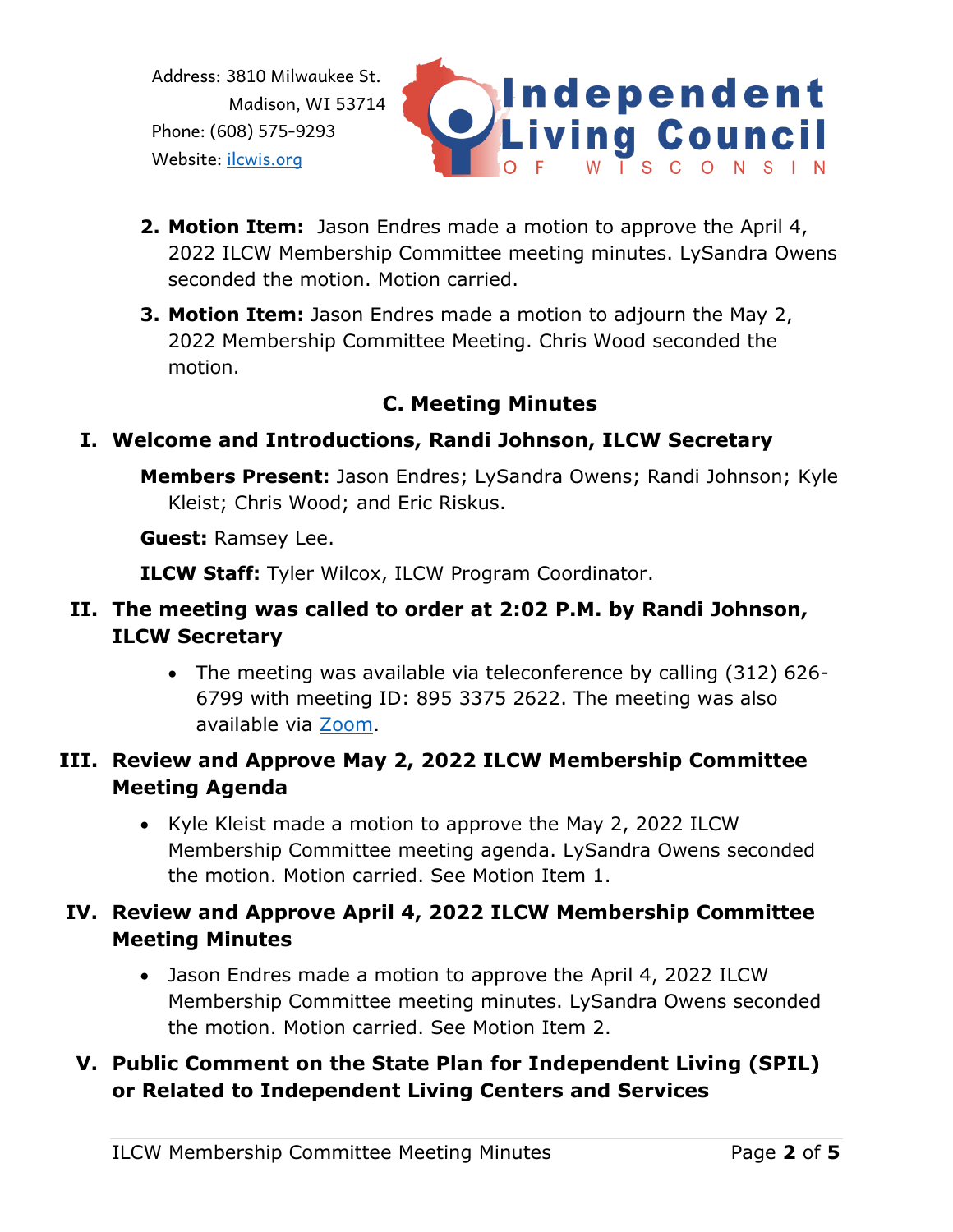2. **Motion Item:** Jason Endres made a motion to approve the April 4, 2022 ILCW Membership Committee meeting minutes. LySandra Owens seconded the motion. Motion carried.
3. **Motion Item:** Jason Endres made a motion to adjourn the May 2, 2022 Membership Committee Meeting. Chris Wood seconded the motion.

## C. Meeting Minutes

### I. Welcome and Introductions, Randi Johnson, ILCW Secretary

**Members Present:** Jason Endres; LySandra Owens; Randi Johnson; Kyle Kleist; Chris Wood; and Eric Riskus.

**Guest:** Ramsey Lee.

**ILCW Staff:** Tyler Wilcox, ILCW Program Coordinator.

### II. The meeting was called to order at 2:02 P.M. by Randi Johnson, ILCW Secretary

- The meeting was available via teleconference by calling (312) 626-6799 with meeting ID: 895 3375 2622. The meeting was also available via Zoom.

### III. Review and Approve May 2, 2022 ILCW Membership Committee Meeting Agenda

- Kyle Kleist made a motion to approve the May 2, 2022 ILCW Membership Committee meeting agenda. LySandra Owens seconded the motion. Motion carried. See Motion Item 1.

### IV. Review and Approve April 4, 2022 ILCW Membership Committee Meeting Minutes

- Jason Endres made a motion to approve the April 4, 2022 ILCW Membership Committee meeting minutes. LySandra Owens seconded the motion. Motion carried. See Motion Item 2.

### V. Public Comment on the State Plan for Independent Living (SPIL) or Related to Independent Living Centers and Services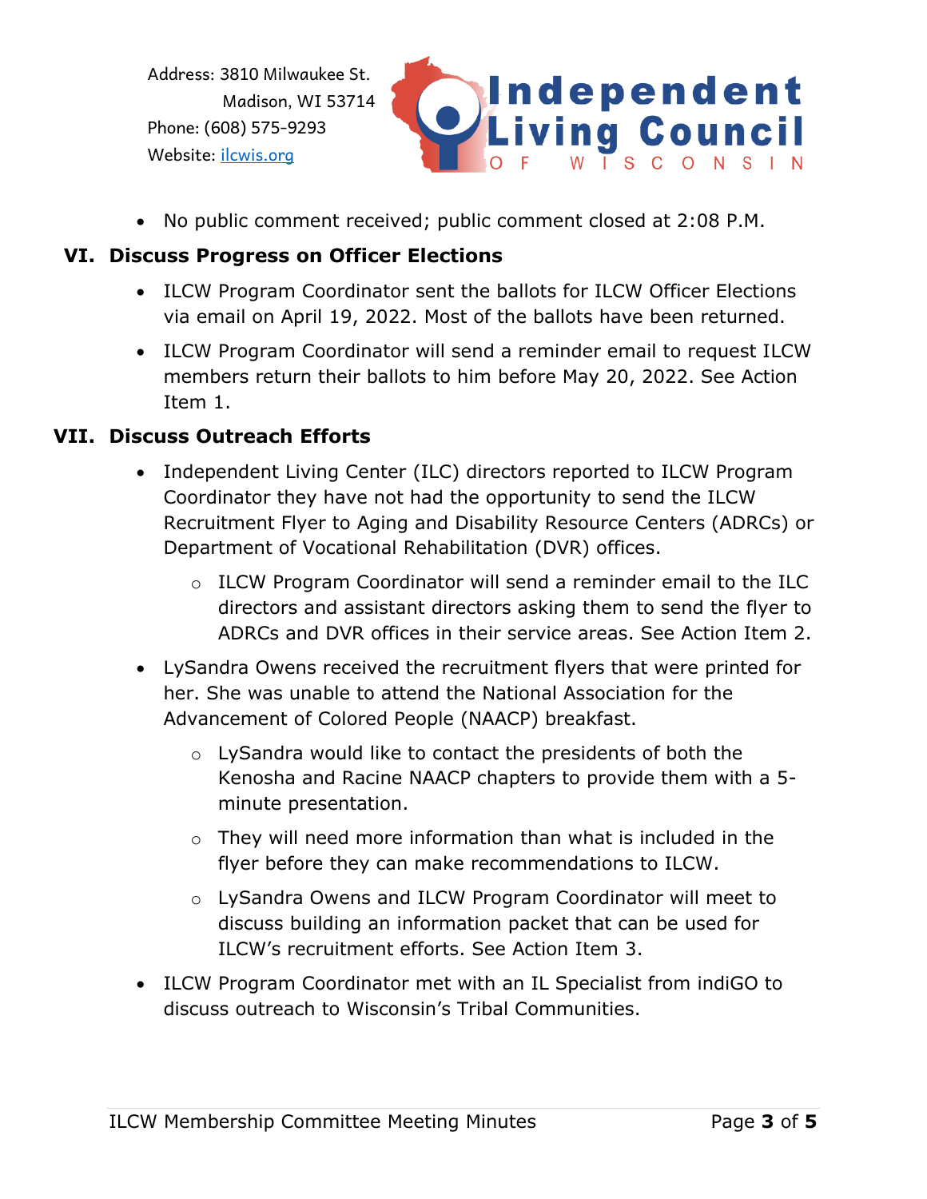- No public comment received; public comment closed at 2:08 P.M.

## VI. Discuss Progress on Officer Elections

- ILCW Program Coordinator sent the ballots for ILCW Officer Elections via email on April 19, 2022. Most of the ballots have been returned.
- ILCW Program Coordinator will send a reminder email to request ILCW members return their ballots to him before May 20, 2022. See Action Item 1.

## VII. Discuss Outreach Efforts

- Independent Living Center (ILC) directors reported to ILCW Program Coordinator they have not had the opportunity to send the ILCW Recruitment Flyer to Aging and Disability Resource Centers (ADRCs) or Department of Vocational Rehabilitation (DVR) offices.
  - ILCW Program Coordinator will send a reminder email to the ILC directors and assistant directors asking them to send the flyer to ADRCs and DVR offices in their service areas. See Action Item 2.
- LySandra Owens received the recruitment flyers that were printed for her. She was unable to attend the National Association for the Advancement of Colored People (NAACP) breakfast.
  - LySandra would like to contact the presidents of both the Kenosha and Racine NAACP chapters to provide them with a 5-minute presentation.
  - They will need more information than what is included in the flyer before they can make recommendations to ILCW.
  - LySandra Owens and ILCW Program Coordinator will meet to discuss building an information packet that can be used for ILCW's recruitment efforts. See Action Item 3.
- ILCW Program Coordinator met with an IL Specialist from indiGO to discuss outreach to Wisconsin's Tribal Communities.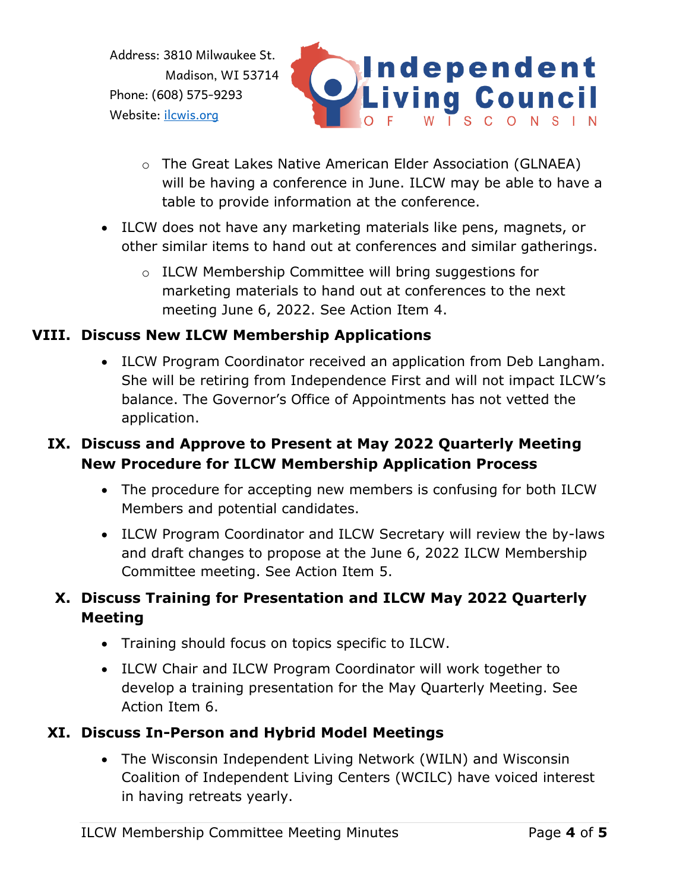- The Great Lakes Native American Elder Association (GLNAEA) will be having a conference in June. ILCW may be able to have a table to provide information at the conference.
- ILCW does not have any marketing materials like pens, magnets, or other similar items to hand out at conferences and similar gatherings.
    - ILCW Membership Committee will bring suggestions for marketing materials to hand out at conferences to the next meeting June 6, 2022. See Action Item 4.

## VIII. Discuss New ILCW Membership Applications

- ILCW Program Coordinator received an application from Deb Langham. She will be retiring from Independence First and will not impact ILCW's balance. The Governor's Office of Appointments has not vetted the application.

## IX. Discuss and Approve to Present at May 2022 Quarterly Meeting New Procedure for ILCW Membership Application Process

- The procedure for accepting new members is confusing for both ILCW Members and potential candidates.
- ILCW Program Coordinator and ILCW Secretary will review the by-laws and draft changes to propose at the June 6, 2022 ILCW Membership Committee meeting. See Action Item 5.

## X. Discuss Training for Presentation and ILCW May 2022 Quarterly Meeting

- Training should focus on topics specific to ILCW.
- ILCW Chair and ILCW Program Coordinator will work together to develop a training presentation for the May Quarterly Meeting. See Action Item 6.

## XI. Discuss In-Person and Hybrid Model Meetings

- The Wisconsin Independent Living Network (WILN) and Wisconsin Coalition of Independent Living Centers (WCILC) have voiced interest in having retreats yearly.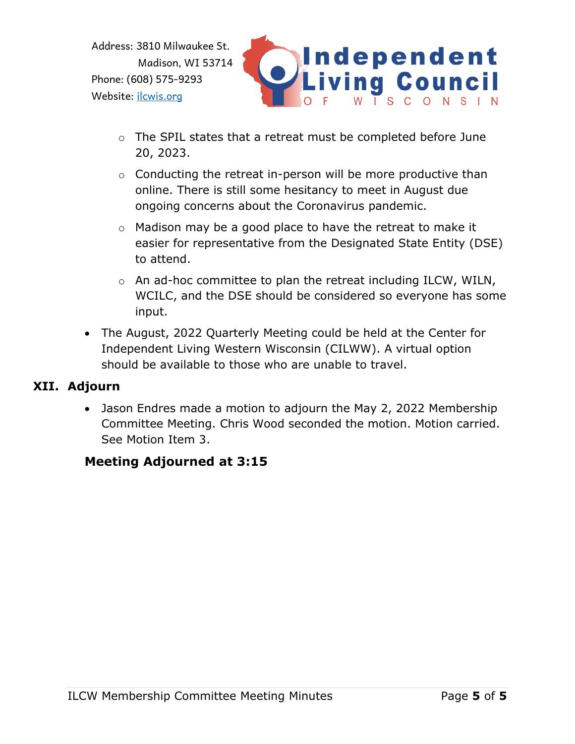- The SPIL states that a retreat must be completed before June 20, 2023.
  - Conducting the retreat in-person will be more productive than online. There is still some hesitancy to meet in August due ongoing concerns about the Coronavirus pandemic.
  - Madison may be a good place to have the retreat to make it easier for representative from the Designated State Entity (DSE) to attend.
  - An ad-hoc committee to plan the retreat including ILCW, WILN, WCILC, and the DSE should be considered so everyone has some input.
- The August, 2022 Quarterly Meeting could be held at the Center for Independent Living Western Wisconsin (CILWW). A virtual option should be available to those who are unable to travel.

## XII. Adjourn

- Jason Endres made a motion to adjourn the May 2, 2022 Membership Committee Meeting. Chris Wood seconded the motion. Motion carried. See Motion Item 3.

**Meeting Adjourned at 3:15**